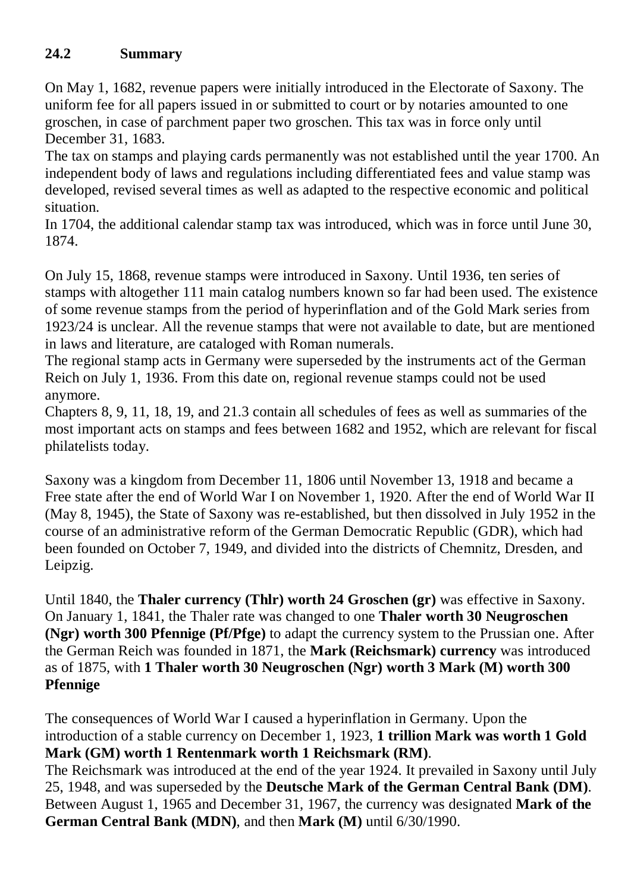## 24.2 Summary

On May 1, 1682, revenue papers were initially introduced in the Electorate of Saxony. The uniform fee for all papers issued in or submitted to court or by notaries amounted to one groschen, in case of parchment paper two groschen. This tax was in force only until December 31, 1683.
The tax on stamps and playing cards permanently was not established until the year 1700. An independent body of laws and regulations including differentiated fees and value stamp was developed, revised several times as well as adapted to the respective economic and political situation.
In 1704, the additional calendar stamp tax was introduced, which was in force until June 30, 1874.

On July 15, 1868, revenue stamps were introduced in Saxony. Until 1936, ten series of stamps with altogether 111 main catalog numbers known so far had been used. The existence of some revenue stamps from the period of hyperinflation and of the Gold Mark series from 1923/24 is unclear. All the revenue stamps that were not available to date, but are mentioned in laws and literature, are cataloged with Roman numerals.
The regional stamp acts in Germany were superseded by the instruments act of the German Reich on July 1, 1936. From this date on, regional revenue stamps could not be used anymore.
Chapters 8, 9, 11, 18, 19, and 21.3 contain all schedules of fees as well as summaries of the most important acts on stamps and fees between 1682 and 1952, which are relevant for fiscal philatelists today.

Saxony was a kingdom from December 11, 1806 until November 13, 1918 and became a Free state after the end of World War I on November 1, 1920. After the end of World War II (May 8, 1945), the State of Saxony was re-established, but then dissolved in July 1952 in the course of an administrative reform of the German Democratic Republic (GDR), which had been founded on October 7, 1949, and divided into the districts of Chemnitz, Dresden, and Leipzig.

Until 1840, the **Thaler currency (Thlr) worth 24 Groschen (gr)** was effective in Saxony. On January 1, 1841, the Thaler rate was changed to one **Thaler worth 30 Neugroschen (Ngr) worth 300 Pfennige (Pf/Pfge)** to adapt the currency system to the Prussian one. After the German Reich was founded in 1871, the **Mark (Reichsmark) currency** was introduced as of 1875, with **1 Thaler worth 30 Neugroschen (Ngr) worth 3 Mark (M) worth 300 Pfennige**

The consequences of World War I caused a hyperinflation in Germany. Upon the introduction of a stable currency on December 1, 1923, **1 trillion Mark was worth 1 Gold Mark (GM) worth 1 Rentenmark worth 1 Reichsmark (RM)**.
The Reichsmark was introduced at the end of the year 1924. It prevailed in Saxony until July 25, 1948, and was superseded by the **Deutsche Mark of the German Central Bank (DM)**. Between August 1, 1965 and December 31, 1967, the currency was designated **Mark of the German Central Bank (MDN)**, and then **Mark (M)** until 6/30/1990.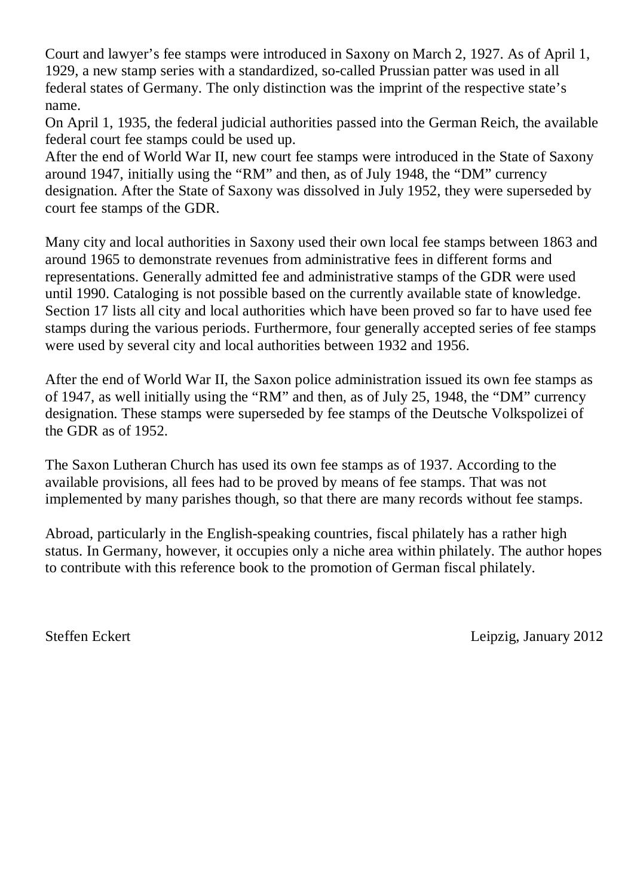Court and lawyer's fee stamps were introduced in Saxony on March 2, 1927. As of April 1, 1929, a new stamp series with a standardized, so-called Prussian patter was used in all federal states of Germany. The only distinction was the imprint of the respective state's name.

On April 1, 1935, the federal judicial authorities passed into the German Reich, the available federal court fee stamps could be used up.

After the end of World War II, new court fee stamps were introduced in the State of Saxony around 1947, initially using the "RM" and then, as of July 1948, the "DM" currency designation. After the State of Saxony was dissolved in July 1952, they were superseded by court fee stamps of the GDR.

Many city and local authorities in Saxony used their own local fee stamps between 1863 and around 1965 to demonstrate revenues from administrative fees in different forms and representations. Generally admitted fee and administrative stamps of the GDR were used until 1990. Cataloging is not possible based on the currently available state of knowledge. Section 17 lists all city and local authorities which have been proved so far to have used fee stamps during the various periods. Furthermore, four generally accepted series of fee stamps were used by several city and local authorities between 1932 and 1956.

After the end of World War II, the Saxon police administration issued its own fee stamps as of 1947, as well initially using the "RM" and then, as of July 25, 1948, the "DM" currency designation. These stamps were superseded by fee stamps of the Deutsche Volkspolizei of the GDR as of 1952.

The Saxon Lutheran Church has used its own fee stamps as of 1937. According to the available provisions, all fees had to be proved by means of fee stamps. That was not implemented by many parishes though, so that there are many records without fee stamps.

Abroad, particularly in the English-speaking countries, fiscal philately has a rather high status. In Germany, however, it occupies only a niche area within philately. The author hopes to contribute with this reference book to the promotion of German fiscal philately.

Steffen Eckert

Leipzig, January 2012